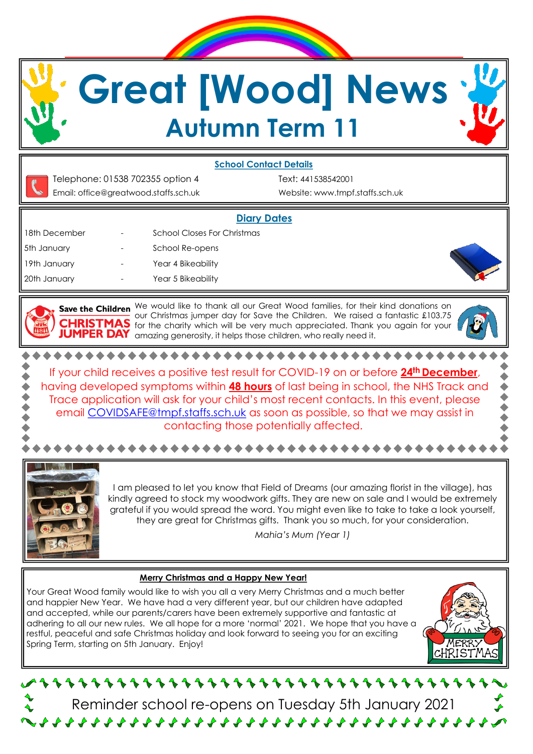# Great [Wood] News

## Autumn Term 11

### School Contact Details

Telephone: 01538 702355 option 4
Email: office@greatwood.staffs.sch.uk
Text: 441538542001
Website: www.tmpf.staffs.sch.uk

### Diary Dates

| | | |
|---|---|---|
| 18th December | - | School Closes For Christmas |
| 5th January | - | School Re-opens |
| 19th January | - | Year 4 Bikeability |
| 20th January | - | Year 5 Bikeability |

**Save the Children CHRISTMAS JUMPER DAY**

We would like to thank all our Great Wood families, for their kind donations on our Christmas jumper day for Save the Children. We raised a fantastic £103.75 for the charity which will be very much appreciated. Thank you again for your amazing generosity, it helps those children, who really need it.

If your child receives a positive test result for COVID-19 on or before **24th December**, having developed symptoms within **48 hours** of last being in school, the NHS Track and Trace application will ask for your child's most recent contacts. In this event, please email COVIDSAFE@tmpf.staffs.sch.uk as soon as possible, so that we may assist in contacting those potentially affected.

I am pleased to let you know that Field of Dreams (our amazing florist in the village), has kindly agreed to stock my woodwork gifts. They are new on sale and I would be extremely grateful if you would spread the word. You might even like to take to take a look yourself, they are great for Christmas gifts. Thank you so much, for your consideration.

*Mahia's Mum (Year 1)*

### Merry Christmas and a Happy New Year!

Your Great Wood family would like to wish you all a very Merry Christmas and a much better and happier New Year. We have had a very different year, but our children have adapted and accepted, while our parents/carers have been extremely supportive and fantastic at adhering to all our new rules. We all hope for a more 'normal' 2021. We hope that you have a restful, peaceful and safe Christmas holiday and look forward to seeing you for an exciting Spring Term, starting on 5th January. Enjoy!

Reminder school re-opens on Tuesday 5th January 2021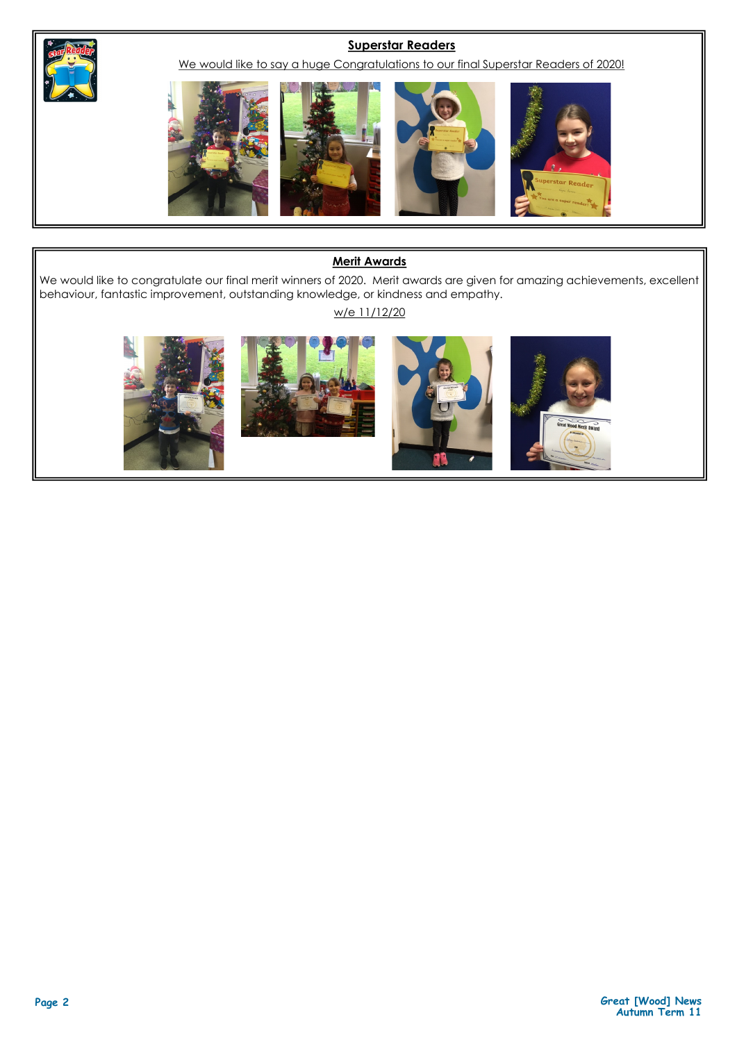## Superstar Readers

We would like to say a huge Congratulations to our final Superstar Readers of 2020!

## Merit Awards

We would like to congratulate our final merit winners of 2020. Merit awards are given for amazing achievements, excellent behaviour, fantastic improvement, outstanding knowledge, or kindness and empathy.

w/e 11/12/20